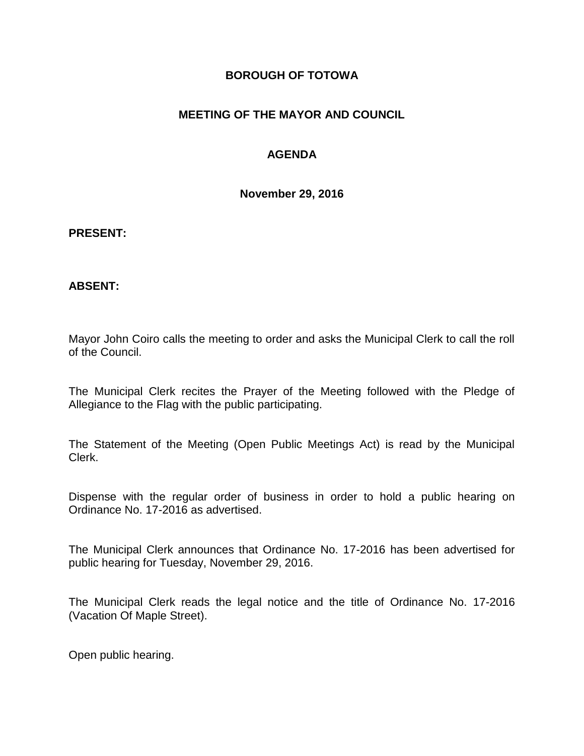# BOROUGH OF TOTOWA

## MEETING OF THE MAYOR AND COUNCIL

## AGENDA

**November 29, 2016**

**PRESENT:**

**ABSENT:**

Mayor John Coiro calls the meeting to order and asks the Municipal Clerk to call the roll of the Council.

The Municipal Clerk recites the Prayer of the Meeting followed with the Pledge of Allegiance to the Flag with the public participating.

The Statement of the Meeting (Open Public Meetings Act) is read by the Municipal Clerk.

Dispense with the regular order of business in order to hold a public hearing on Ordinance No. 17-2016 as advertised.

The Municipal Clerk announces that Ordinance No. 17-2016 has been advertised for public hearing for Tuesday, November 29, 2016.

The Municipal Clerk reads the legal notice and the title of Ordinance No. 17-2016 (Vacation Of Maple Street).

Open public hearing.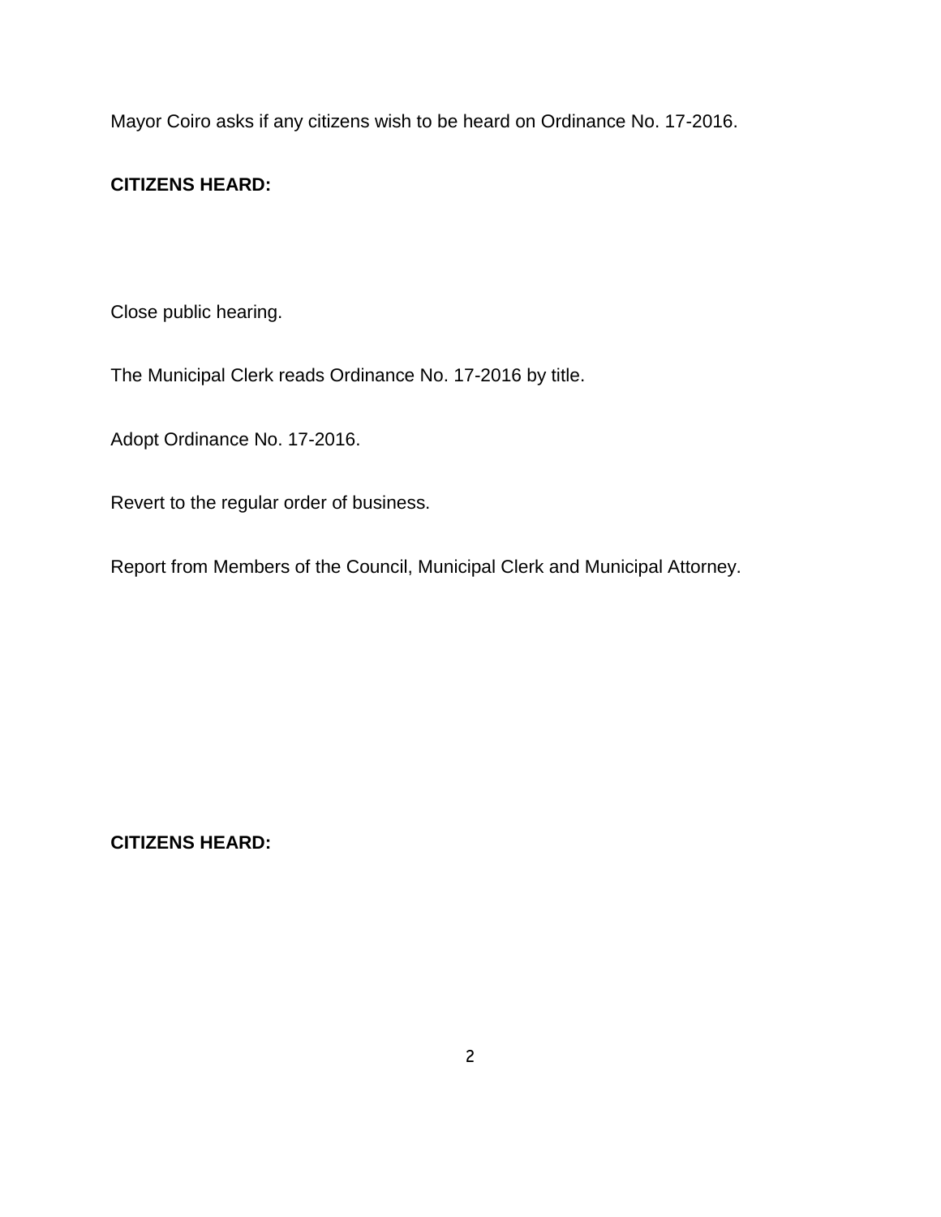Mayor Coiro asks if any citizens wish to be heard on Ordinance No. 17-2016.

**CITIZENS HEARD:**

Close public hearing.

The Municipal Clerk reads Ordinance No. 17-2016 by title.

Adopt Ordinance No. 17-2016.

Revert to the regular order of business.

Report from Members of the Council, Municipal Clerk and Municipal Attorney.

**CITIZENS HEARD:**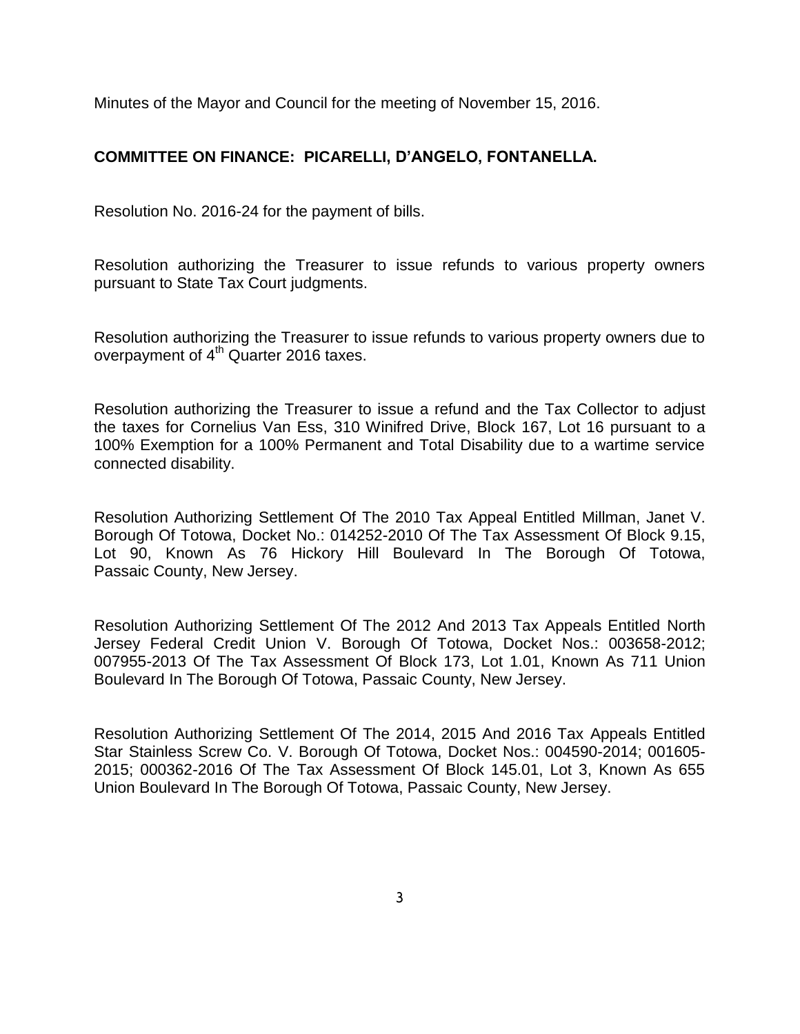Minutes of the Mayor and Council for the meeting of November 15, 2016.

**COMMITTEE ON FINANCE: PICARELLI, D'ANGELO, FONTANELLA.**

Resolution No. 2016-24 for the payment of bills.

Resolution authorizing the Treasurer to issue refunds to various property owners pursuant to State Tax Court judgments.

Resolution authorizing the Treasurer to issue refunds to various property owners due to overpayment of 4th Quarter 2016 taxes.

Resolution authorizing the Treasurer to issue a refund and the Tax Collector to adjust the taxes for Cornelius Van Ess, 310 Winifred Drive, Block 167, Lot 16 pursuant to a 100% Exemption for a 100% Permanent and Total Disability due to a wartime service connected disability.

Resolution Authorizing Settlement Of The 2010 Tax Appeal Entitled Millman, Janet V. Borough Of Totowa, Docket No.: 014252-2010 Of The Tax Assessment Of Block 9.15, Lot 90, Known As 76 Hickory Hill Boulevard In The Borough Of Totowa, Passaic County, New Jersey.

Resolution Authorizing Settlement Of The 2012 And 2013 Tax Appeals Entitled North Jersey Federal Credit Union V. Borough Of Totowa, Docket Nos.: 003658-2012; 007955-2013 Of The Tax Assessment Of Block 173, Lot 1.01, Known As 711 Union Boulevard In The Borough Of Totowa, Passaic County, New Jersey.

Resolution Authorizing Settlement Of The 2014, 2015 And 2016 Tax Appeals Entitled Star Stainless Screw Co. V. Borough Of Totowa, Docket Nos.: 004590-2014; 001605-2015; 000362-2016 Of The Tax Assessment Of Block 145.01, Lot 3, Known As 655 Union Boulevard In The Borough Of Totowa, Passaic County, New Jersey.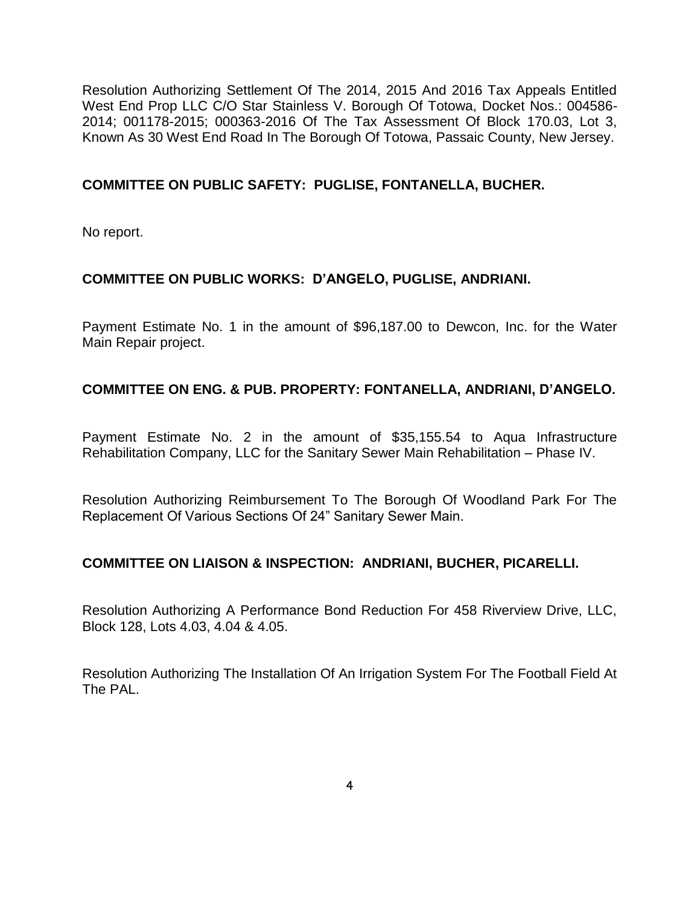Resolution Authorizing Settlement Of The 2014, 2015 And 2016 Tax Appeals Entitled West End Prop LLC C/O Star Stainless V. Borough Of Totowa, Docket Nos.: 004586-2014; 001178-2015; 000363-2016 Of The Tax Assessment Of Block 170.03, Lot 3, Known As 30 West End Road In The Borough Of Totowa, Passaic County, New Jersey.

**COMMITTEE ON PUBLIC SAFETY: PUGLISE, FONTANELLA, BUCHER.**

No report.

**COMMITTEE ON PUBLIC WORKS: D'ANGELO, PUGLISE, ANDRIANI.**

Payment Estimate No. 1 in the amount of $96,187.00 to Dewcon, Inc. for the Water Main Repair project.

**COMMITTEE ON ENG. & PUB. PROPERTY: FONTANELLA, ANDRIANI, D'ANGELO.**

Payment Estimate No. 2 in the amount of $35,155.54 to Aqua Infrastructure Rehabilitation Company, LLC for the Sanitary Sewer Main Rehabilitation – Phase IV.

Resolution Authorizing Reimbursement To The Borough Of Woodland Park For The Replacement Of Various Sections Of 24" Sanitary Sewer Main.

**COMMITTEE ON LIAISON & INSPECTION: ANDRIANI, BUCHER, PICARELLI.**

Resolution Authorizing A Performance Bond Reduction For 458 Riverview Drive, LLC, Block 128, Lots 4.03, 4.04 & 4.05.

Resolution Authorizing The Installation Of An Irrigation System For The Football Field At The PAL.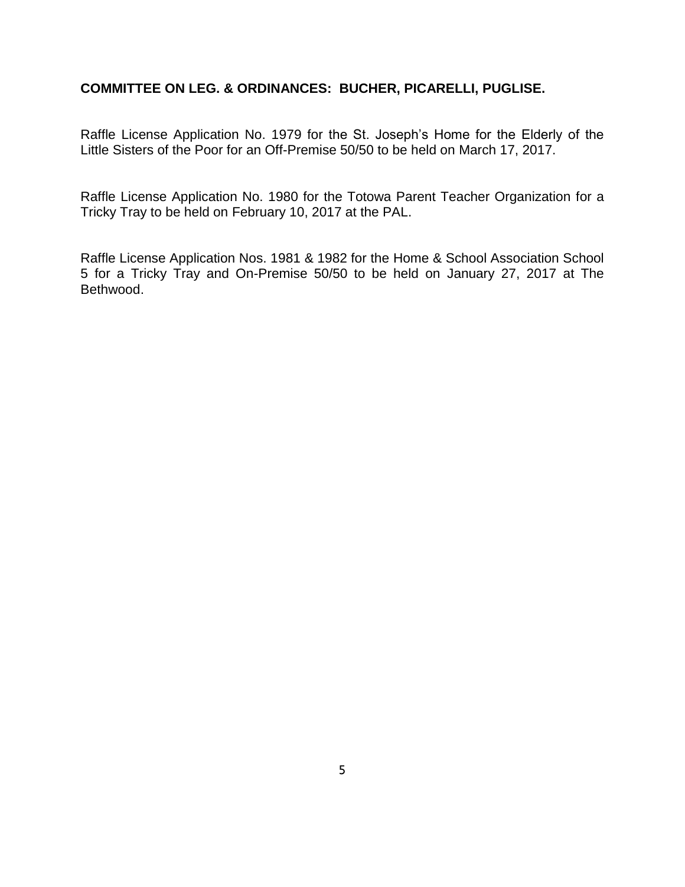**COMMITTEE ON LEG. & ORDINANCES: BUCHER, PICARELLI, PUGLISE.**

Raffle License Application No. 1979 for the St. Joseph's Home for the Elderly of the Little Sisters of the Poor for an Off-Premise 50/50 to be held on March 17, 2017.

Raffle License Application No. 1980 for the Totowa Parent Teacher Organization for a Tricky Tray to be held on February 10, 2017 at the PAL.

Raffle License Application Nos. 1981 & 1982 for the Home & School Association School 5 for a Tricky Tray and On-Premise 50/50 to be held on January 27, 2017 at The Bethwood.